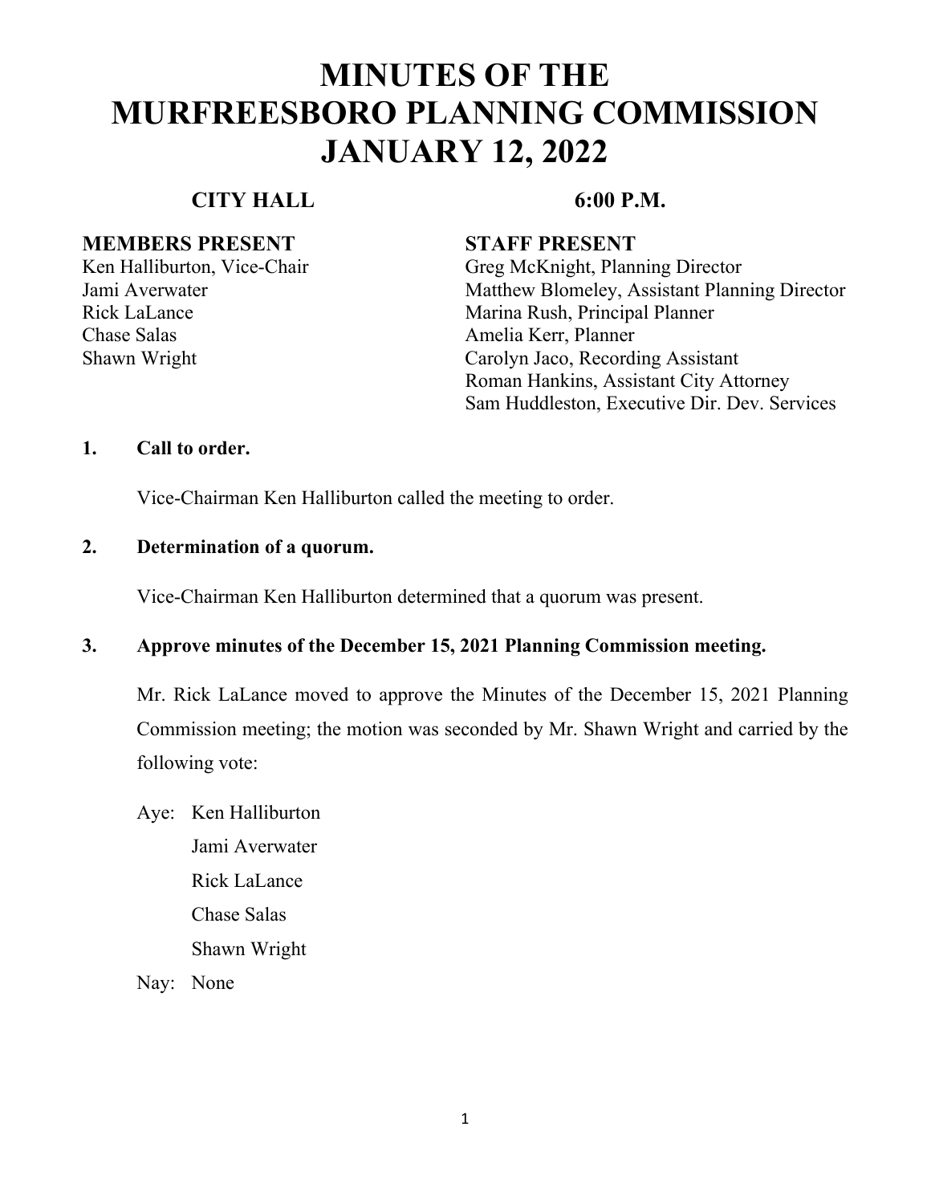# MINUTES OF THE MURFREESBORO PLANNING COMMISSION JANUARY 12, 2022

**CITY HALL** **6:00 P.M.**

| MEMBERS PRESENT | STAFF PRESENT |
|---|---|
| Ken Halliburton, Vice-Chair | Greg McKnight, Planning Director |
| Jami Averwater | Matthew Blomeley, Assistant Planning Director |
| Rick LaLance | Marina Rush, Principal Planner |
| Chase Salas | Amelia Kerr, Planner |
| Shawn Wright | Carolyn Jaco, Recording Assistant |
| | Roman Hankins, Assistant City Attorney |
| | Sam Huddleston, Executive Dir. Dev. Services |

**1. Call to order.**

Vice-Chairman Ken Halliburton called the meeting to order.

**2. Determination of a quorum.**

Vice-Chairman Ken Halliburton determined that a quorum was present.

**3. Approve minutes of the December 15, 2021 Planning Commission meeting.**

Mr. Rick LaLance moved to approve the Minutes of the December 15, 2021 Planning Commission meeting; the motion was seconded by Mr. Shawn Wright and carried by the following vote:

Aye: Ken Halliburton
Jami Averwater
Rick LaLance
Chase Salas
Shawn Wright

Nay: None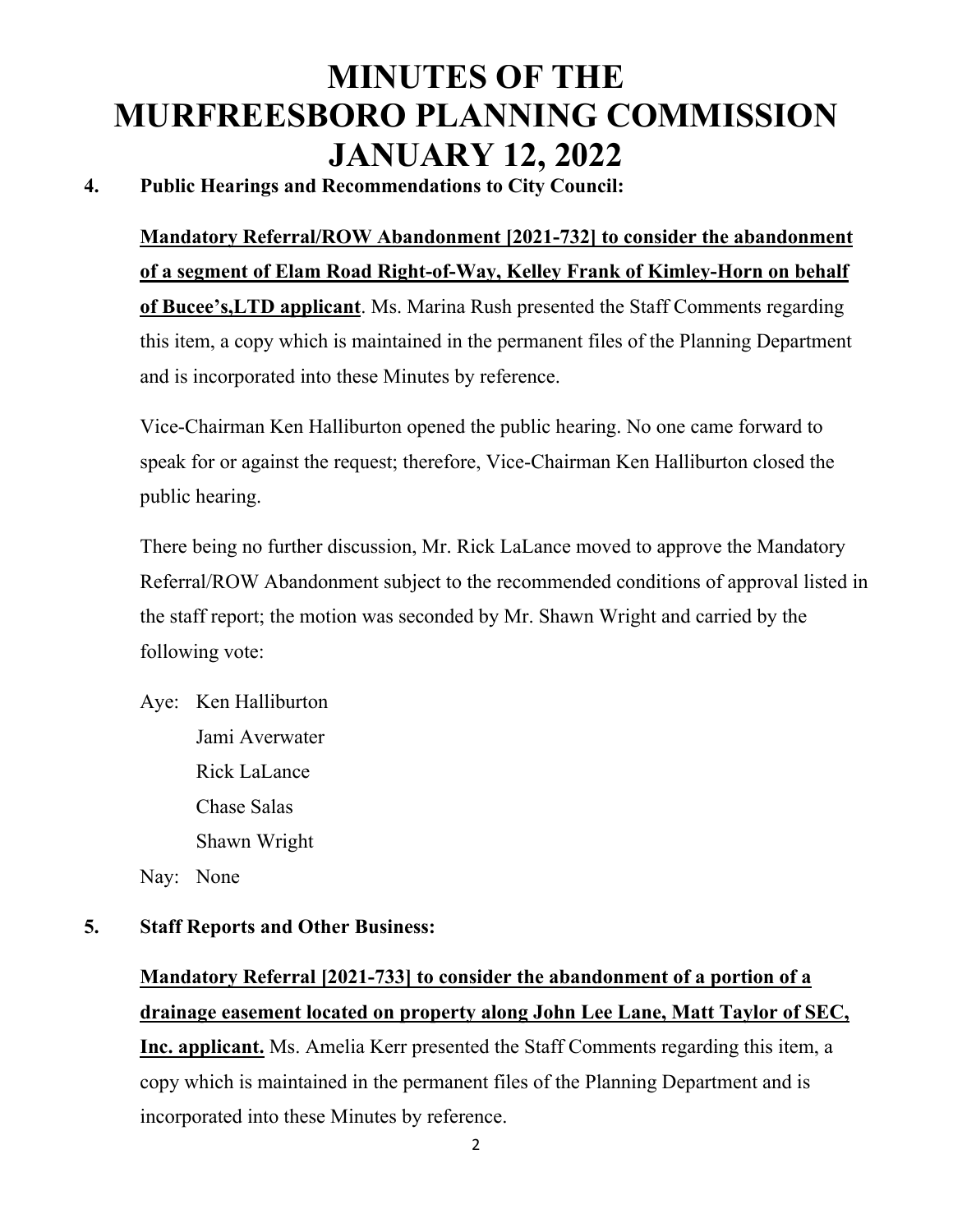# MINUTES OF THE MURFREESBORO PLANNING COMMISSION JANUARY 12, 2022

**4. Public Hearings and Recommendations to City Council:**

**Mandatory Referral/ROW Abandonment [2021-732] to consider the abandonment of a segment of Elam Road Right-of-Way, Kelley Frank of Kimley-Horn on behalf of Bucee's,LTD applicant**. Ms. Marina Rush presented the Staff Comments regarding this item, a copy which is maintained in the permanent files of the Planning Department and is incorporated into these Minutes by reference.

Vice-Chairman Ken Halliburton opened the public hearing. No one came forward to speak for or against the request; therefore, Vice-Chairman Ken Halliburton closed the public hearing.

There being no further discussion, Mr. Rick LaLance moved to approve the Mandatory Referral/ROW Abandonment subject to the recommended conditions of approval listed in the staff report; the motion was seconded by Mr. Shawn Wright and carried by the following vote:

Aye: Ken Halliburton
Jami Averwater
Rick LaLance
Chase Salas
Shawn Wright

Nay: None

**5. Staff Reports and Other Business:**

**Mandatory Referral [2021-733] to consider the abandonment of a portion of a drainage easement located on property along John Lee Lane, Matt Taylor of SEC, Inc. applicant.** Ms. Amelia Kerr presented the Staff Comments regarding this item, a copy which is maintained in the permanent files of the Planning Department and is incorporated into these Minutes by reference.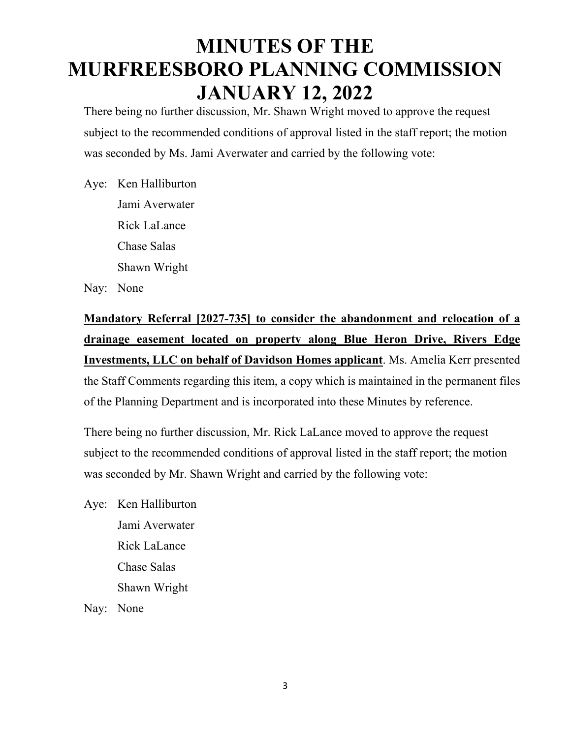There being no further discussion, Mr. Shawn Wright moved to approve the request subject to the recommended conditions of approval listed in the staff report; the motion was seconded by Ms. Jami Averwater and carried by the following vote:

Aye: Ken Halliburton
Jami Averwater
Rick LaLance
Chase Salas
Shawn Wright

Nay: None

**Mandatory Referral [2027-735] to consider the abandonment and relocation of a drainage easement located on property along Blue Heron Drive, Rivers Edge Investments, LLC on behalf of Davidson Homes applicant**. Ms. Amelia Kerr presented the Staff Comments regarding this item, a copy which is maintained in the permanent files of the Planning Department and is incorporated into these Minutes by reference.

There being no further discussion, Mr. Rick LaLance moved to approve the request subject to the recommended conditions of approval listed in the staff report; the motion was seconded by Mr. Shawn Wright and carried by the following vote:

Aye: Ken Halliburton
Jami Averwater
Rick LaLance
Chase Salas
Shawn Wright

Nay: None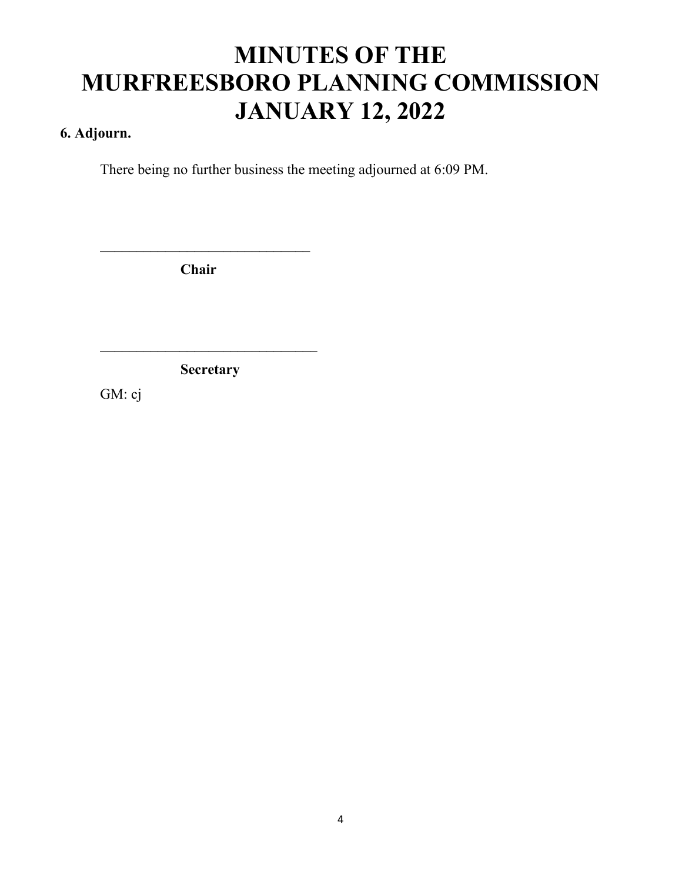# MINUTES OF THE MURFREESBORO PLANNING COMMISSION JANUARY 12, 2022

**6. Adjourn.**

There being no further business the meeting adjourned at 6:09 PM.

\_\_\_\_\_\_\_\_\_\_\_\_\_\_\_\_\_\_\_\_\_\_\_\_\_\_\_\_\_\_\_

**Chair**

\_\_\_\_\_\_\_\_\_\_\_\_\_\_\_\_\_\_\_\_\_\_\_\_\_\_\_\_\_\_\_

**Secretary**

GM: cj